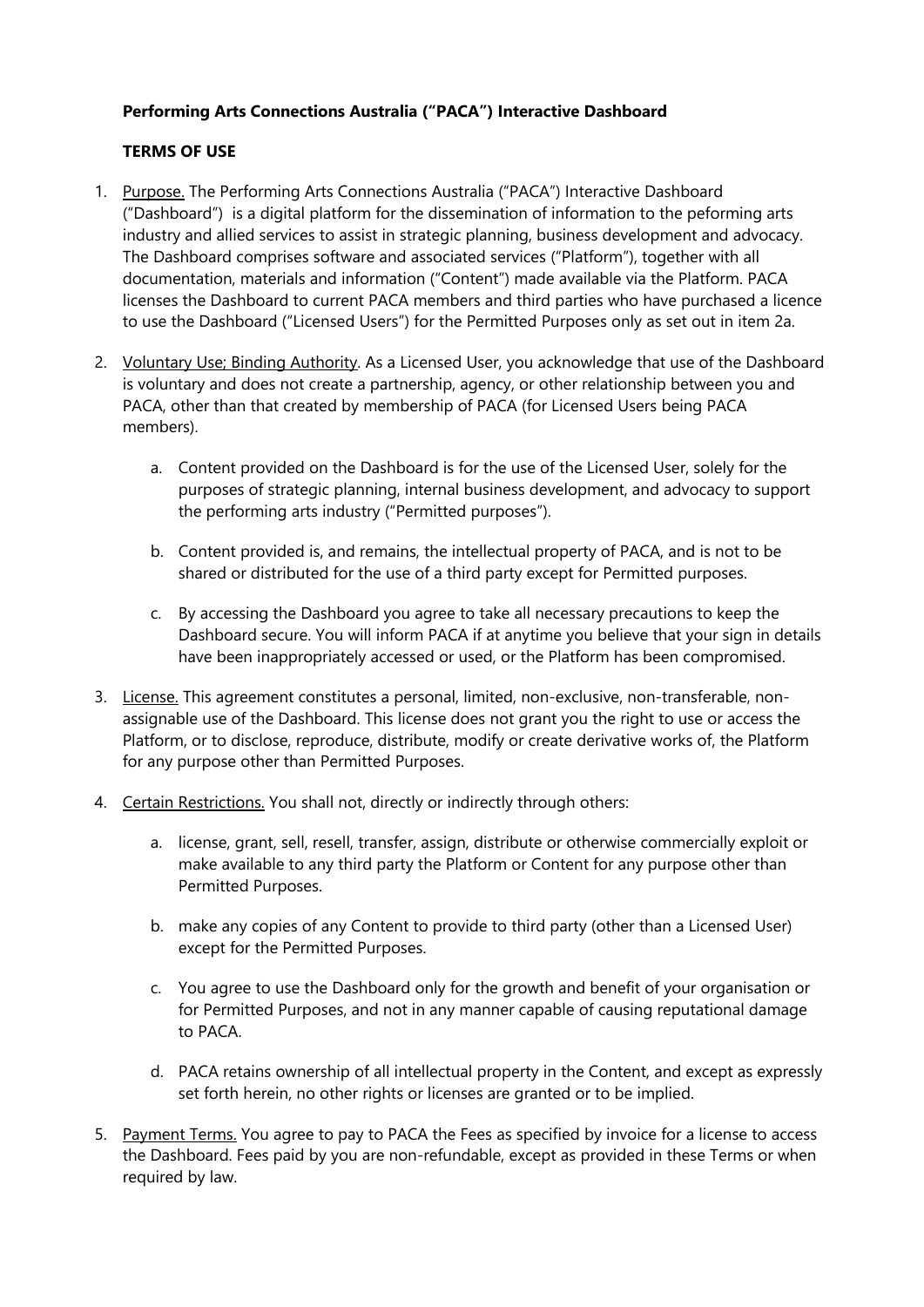**Performing Arts Connections Australia ("PACA") Interactive Dashboard**

**TERMS OF USE**

1. Purpose. The Performing Arts Connections Australia ("PACA") Interactive Dashboard ("Dashboard") is a digital platform for the dissemination of information to the peforming arts industry and allied services to assist in strategic planning, business development and advocacy. The Dashboard comprises software and associated services ("Platform"), together with all documentation, materials and information ("Content") made available via the Platform. PACA licenses the Dashboard to current PACA members and third parties who have purchased a licence to use the Dashboard ("Licensed Users") for the Permitted Purposes only as set out in item 2a.

2. Voluntary Use; Binding Authority. As a Licensed User, you acknowledge that use of the Dashboard is voluntary and does not create a partnership, agency, or other relationship between you and PACA, other than that created by membership of PACA (for Licensed Users being PACA members).

    a. Content provided on the Dashboard is for the use of the Licensed User, solely for the purposes of strategic planning, internal business development, and advocacy to support the performing arts industry ("Permitted purposes").

    b. Content provided is, and remains, the intellectual property of PACA, and is not to be shared or distributed for the use of a third party except for Permitted purposes.

    c. By accessing the Dashboard you agree to take all necessary precautions to keep the Dashboard secure. You will inform PACA if at anytime you believe that your sign in details have been inappropriately accessed or used, or the Platform has been compromised.

3. License. This agreement constitutes a personal, limited, non-exclusive, non-transferable, non-assignable use of the Dashboard. This license does not grant you the right to use or access the Platform, or to disclose, reproduce, distribute, modify or create derivative works of, the Platform for any purpose other than Permitted Purposes.

4. Certain Restrictions. You shall not, directly or indirectly through others:

    a. license, grant, sell, resell, transfer, assign, distribute or otherwise commercially exploit or make available to any third party the Platform or Content for any purpose other than Permitted Purposes.

    b. make any copies of any Content to provide to third party (other than a Licensed User) except for the Permitted Purposes.

    c. You agree to use the Dashboard only for the growth and benefit of your organisation or for Permitted Purposes, and not in any manner capable of causing reputational damage to PACA.

    d. PACA retains ownership of all intellectual property in the Content, and except as expressly set forth herein, no other rights or licenses are granted or to be implied.

5. Payment Terms. You agree to pay to PACA the Fees as specified by invoice for a license to access the Dashboard. Fees paid by you are non-refundable, except as provided in these Terms or when required by law.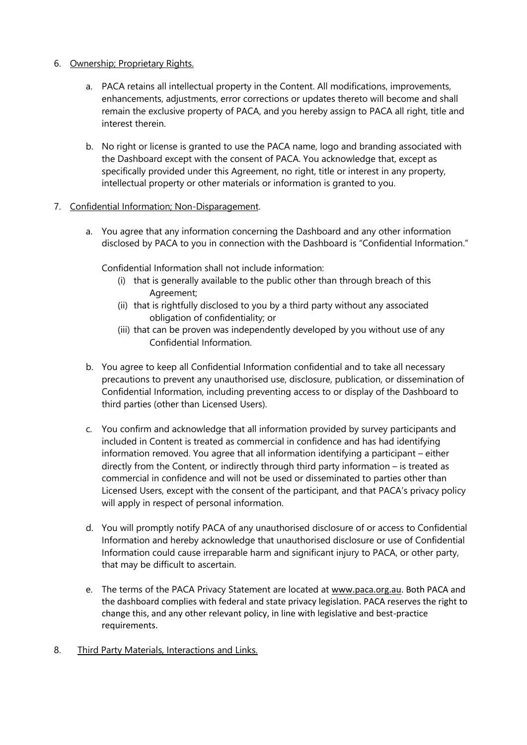6. Ownership; Proprietary Rights.

    a. PACA retains all intellectual property in the Content. All modifications, improvements, enhancements, adjustments, error corrections or updates thereto will become and shall remain the exclusive property of PACA, and you hereby assign to PACA all right, title and interest therein.

    b. No right or license is granted to use the PACA name, logo and branding associated with the Dashboard except with the consent of PACA. You acknowledge that, except as specifically provided under this Agreement, no right, title or interest in any property, intellectual property or other materials or information is granted to you.

7. Confidential Information; Non-Disparagement.

    a. You agree that any information concerning the Dashboard and any other information disclosed by PACA to you in connection with the Dashboard is "Confidential Information."

       Confidential Information shall not include information:

        (i) that is generally available to the public other than through breach of this Agreement;
        (ii) that is rightfully disclosed to you by a third party without any associated obligation of confidentiality; or
        (iii) that can be proven was independently developed by you without use of any Confidential Information.

    b. You agree to keep all Confidential Information confidential and to take all necessary precautions to prevent any unauthorised use, disclosure, publication, or dissemination of Confidential Information, including preventing access to or display of the Dashboard to third parties (other than Licensed Users).

    c. You confirm and acknowledge that all information provided by survey participants and included in Content is treated as commercial in confidence and has had identifying information removed. You agree that all information identifying a participant – either directly from the Content, or indirectly through third party information – is treated as commercial in confidence and will not be used or disseminated to parties other than Licensed Users, except with the consent of the participant, and that PACA's privacy policy will apply in respect of personal information.

    d. You will promptly notify PACA of any unauthorised disclosure of or access to Confidential Information and hereby acknowledge that unauthorised disclosure or use of Confidential Information could cause irreparable harm and significant injury to PACA, or other party, that may be difficult to ascertain.

    e. The terms of the PACA Privacy Statement are located at www.paca.org.au. Both PACA and the dashboard complies with federal and state privacy legislation. PACA reserves the right to change this, and any other relevant policy, in line with legislative and best-practice requirements.

8. Third Party Materials, Interactions and Links.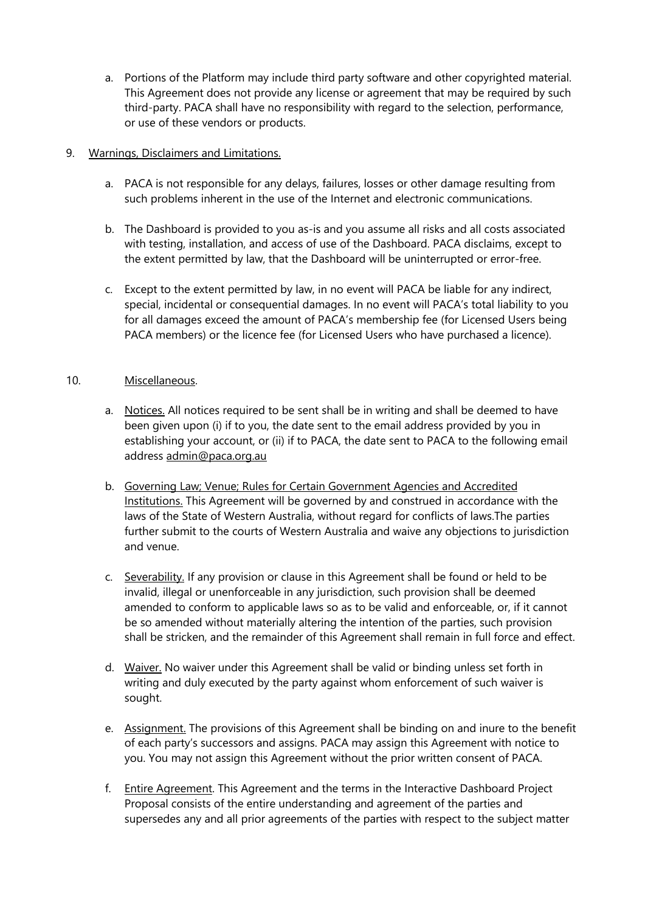a. Portions of the Platform may include third party software and other copyrighted material. This Agreement does not provide any license or agreement that may be required by such third-party. PACA shall have no responsibility with regard to the selection, performance, or use of these vendors or products.

9. Warnings, Disclaimers and Limitations.

   a. PACA is not responsible for any delays, failures, losses or other damage resulting from such problems inherent in the use of the Internet and electronic communications.

   b. The Dashboard is provided to you as-is and you assume all risks and all costs associated with testing, installation, and access of use of the Dashboard. PACA disclaims, except to the extent permitted by law, that the Dashboard will be uninterrupted or error-free.

   c. Except to the extent permitted by law, in no event will PACA be liable for any indirect, special, incidental or consequential damages. In no event will PACA's total liability to you for all damages exceed the amount of PACA's membership fee (for Licensed Users being PACA members) or the licence fee (for Licensed Users who have purchased a licence).

10. Miscellaneous.

   a. Notices. All notices required to be sent shall be in writing and shall be deemed to have been given upon (i) if to you, the date sent to the email address provided by you in establishing your account, or (ii) if to PACA, the date sent to PACA to the following email address admin@paca.org.au

   b. Governing Law; Venue; Rules for Certain Government Agencies and Accredited Institutions. This Agreement will be governed by and construed in accordance with the laws of the State of Western Australia, without regard for conflicts of laws.The parties further submit to the courts of Western Australia and waive any objections to jurisdiction and venue.

   c. Severability. If any provision or clause in this Agreement shall be found or held to be invalid, illegal or unenforceable in any jurisdiction, such provision shall be deemed amended to conform to applicable laws so as to be valid and enforceable, or, if it cannot be so amended without materially altering the intention of the parties, such provision shall be stricken, and the remainder of this Agreement shall remain in full force and effect.

   d. Waiver. No waiver under this Agreement shall be valid or binding unless set forth in writing and duly executed by the party against whom enforcement of such waiver is sought.

   e. Assignment. The provisions of this Agreement shall be binding on and inure to the benefit of each party's successors and assigns. PACA may assign this Agreement with notice to you. You may not assign this Agreement without the prior written consent of PACA.

   f. Entire Agreement. This Agreement and the terms in the Interactive Dashboard Project Proposal consists of the entire understanding and agreement of the parties and supersedes any and all prior agreements of the parties with respect to the subject matter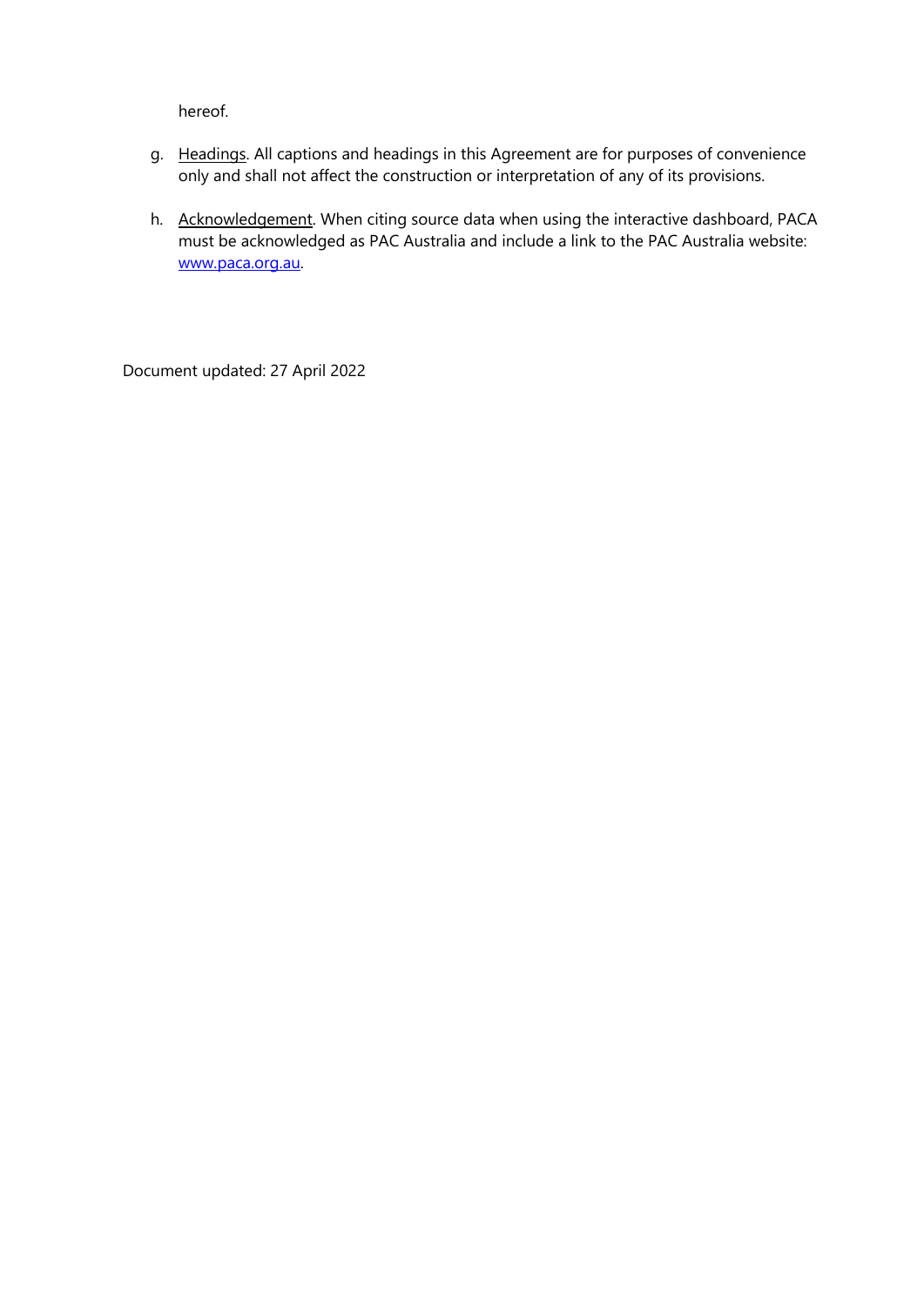hereof.

g. Headings. All captions and headings in this Agreement are for purposes of convenience only and shall not affect the construction or interpretation of any of its provisions.

h. Acknowledgement. When citing source data when using the interactive dashboard, PACA must be acknowledged as PAC Australia and include a link to the PAC Australia website: www.paca.org.au.

Document updated: 27 April 2022